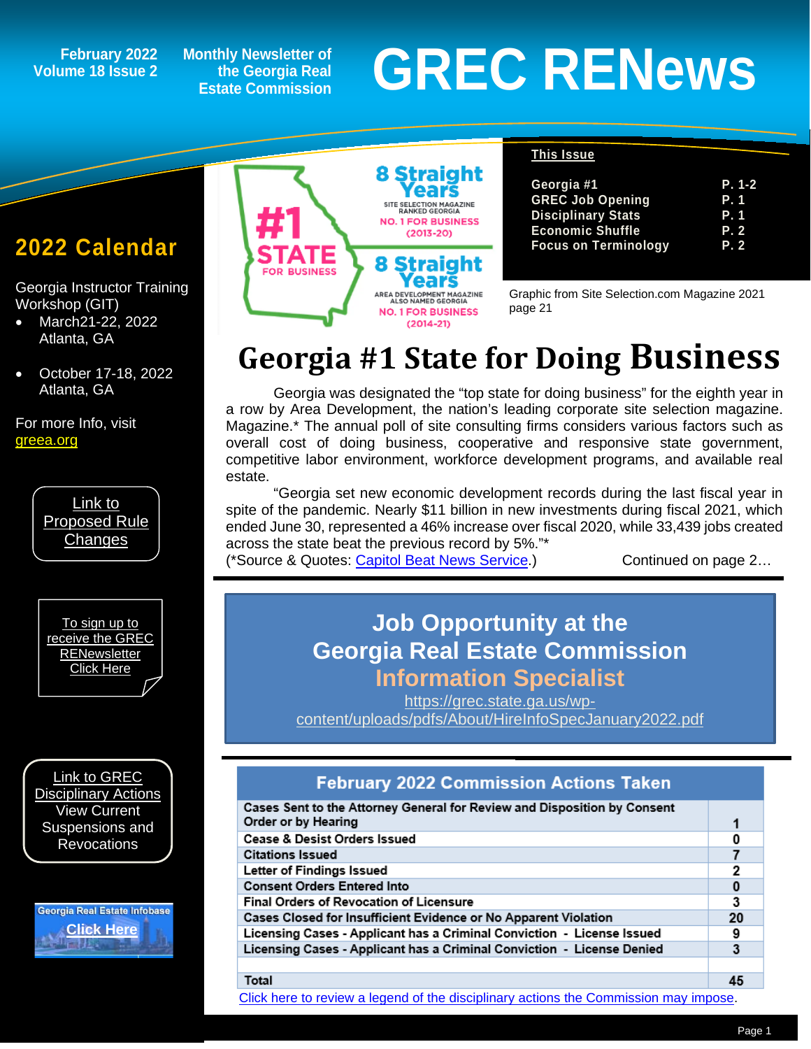# GREC RENews

February 2022
Volume 18 Issue 2

Monthly Newsletter of the Georgia Real Estate Commission

## This Issue

| | |
|---|---|
| Georgia #1 | P. 1-2 |
| GREC Job Opening | P. 1 |
| Disciplinary Stats | P. 1 |
| Economic Shuffle | P. 2 |
| Focus on Terminology | P. 2 |

## 2022 Calendar

Georgia Instructor Training Workshop (GIT)

- March21-22, 2022
  Atlanta, GA
- October 17-18, 2022
  Atlanta, GA

For more Info, visit greea.org

Link to Proposed Rule Changes

To sign up to receive the GREC RENewsletter Click Here

Link to GREC Disciplinary Actions View Current Suspensions and Revocations

Georgia Real Estate Infobase Click Here

#1 STATE FOR BUSINESS

8 Straight Years — SITE SELECTION MAGAZINE RANKED GEORGIA NO. 1 FOR BUSINESS (2013-20)

8 Straight Years — AREA DEVELOPMENT MAGAZINE ALSO NAMED GEORGIA NO. 1 FOR BUSINESS (2014-21)

Graphic from Site Selection.com Magazine 2021 page 21

# Georgia #1 State for Doing Business

Georgia was designated the “top state for doing business” for the eighth year in a row by Area Development, the nation’s leading corporate site selection magazine. Magazine.* The annual poll of site consulting firms considers various factors such as overall cost of doing business, cooperative and responsive state government, competitive labor environment, workforce development programs, and available real estate.

“Georgia set new economic development records during the last fiscal year in spite of the pandemic. Nearly $11 billion in new investments during fiscal 2021, which ended June 30, represented a 46% increase over fiscal 2020, while 33,439 jobs created across the state beat the previous record by 5%.”*

(*Source & Quotes: Capitol Beat News Service.) Continued on page 2…

## Job Opportunity at the Georgia Real Estate Commission

### Information Specialist

https://grec.state.ga.us/wp-content/uploads/pdfs/About/HireInfoSpecJanuary2022.pdf

| February 2022 Commission Actions Taken | |
|---|---|
| Cases Sent to the Attorney General for Review and Disposition by Consent Order or by Hearing | 1 |
| Cease & Desist Orders Issued | 0 |
| Citations Issued | 7 |
| Letter of Findings Issued | 2 |
| Consent Orders Entered Into | 0 |
| Final Orders of Revocation of Licensure | 3 |
| Cases Closed for Insufficient Evidence or No Apparent Violation | 20 |
| Licensing Cases - Applicant has a Criminal Conviction - License Issued | 9 |
| Licensing Cases - Applicant has a Criminal Conviction - License Denied | 3 |
| | |
| Total | 45 |

Click here to review a legend of the disciplinary actions the Commission may impose.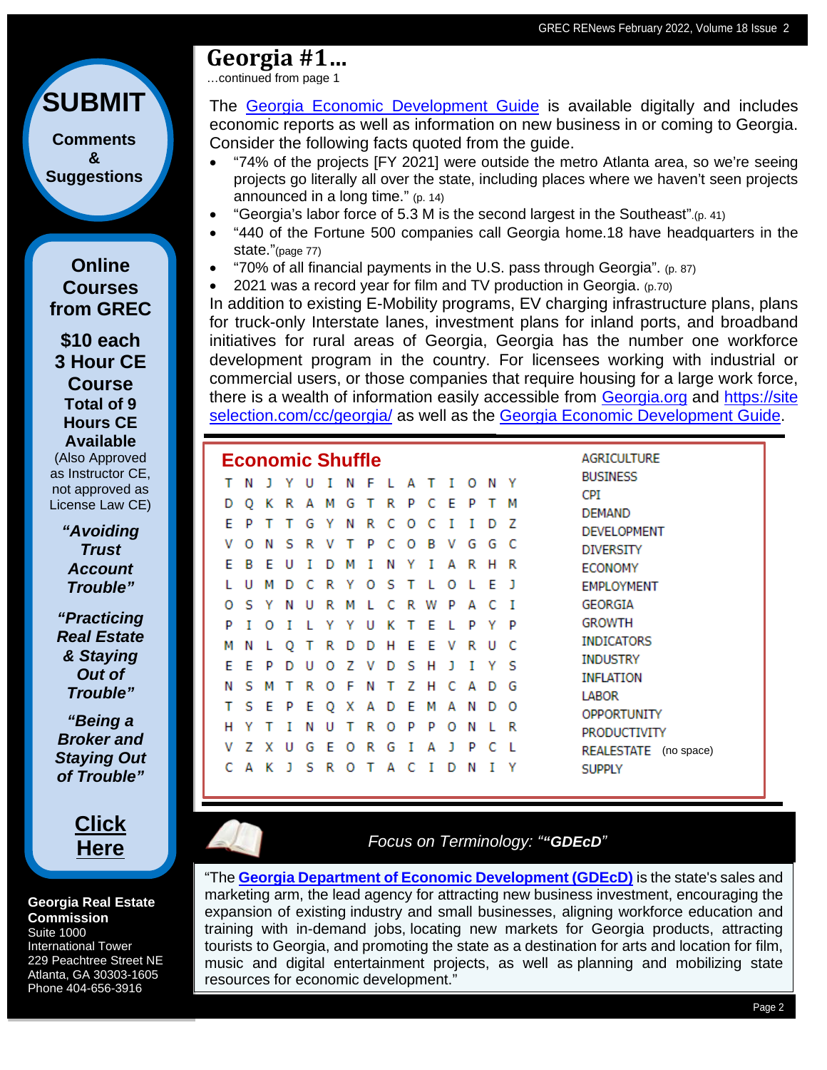## Georgia #1…

…continued from page 1

The Georgia Economic Development Guide is available digitally and includes economic reports as well as information on new business in or coming to Georgia. Consider the following facts quoted from the guide.

- "74% of the projects [FY 2021] were outside the metro Atlanta area, so we're seeing projects go literally all over the state, including places where we haven't seen projects announced in a long time." (p. 14)
- "Georgia's labor force of 5.3 M is the second largest in the Southeast".(p. 41)
- "440 of the Fortune 500 companies call Georgia home.18 have headquarters in the state."(page 77)
- "70% of all financial payments in the U.S. pass through Georgia". (p. 87)
- 2021 was a record year for film and TV production in Georgia. (p.70)

In addition to existing E-Mobility programs, EV charging infrastructure plans, plans for truck-only Interstate lanes, investment plans for inland ports, and broadband initiatives for rural areas of Georgia, Georgia has the number one workforce development program in the country. For licensees working with industrial or commercial users, or those companies that require housing for a large work force, there is a wealth of information easily accessible from Georgia.org and https://siteselection.com/cc/georgia/ as well as the Georgia Economic Development Guide.

### Economic Shuffle

```
T N J Y U I N F L A T I O N Y
D Q K R A M G T R P C E P T M
E P T T G Y N R C O C I I D Z
V O N S R V T P C O B V G G C
E B E U I D M I N Y I A R H R
L U M D C R Y O S T L O L E J
O S Y N U R M L C R W P A C I
P I O I L Y Y U K T E L P Y P
M N L Q T R D D H E E V R U C
E E P D U O Z V D S H J I Y S
N S M T R O F N T Z H C A D G
T S E P E Q X A D E M A N D O
H Y T I N U T R O P P O N L R
V Z X U G E O R G I A J P C L
C A K J S R O T A C I D N I Y
```

AGRICULTURE
BUSINESS
CPI
DEMAND
DEVELOPMENT
DIVERSITY
ECONOMY
EMPLOYMENT
GEORGIA
GROWTH
INDICATORS
INDUSTRY
INFLATION
LABOR
OPPORTUNITY
PRODUCTIVITY
REALESTATE (no space)
SUPPLY

### *Focus on Terminology: "**"GDEcD**"*

"The **Georgia Department of Economic Development (GDEcD)** is the state's sales and marketing arm, the lead agency for attracting new business investment, encouraging the expansion of existing industry and small businesses, aligning workforce education and training with in-demand jobs, locating new markets for Georgia products, attracting tourists to Georgia, and promoting the state as a destination for arts and location for film, music and digital entertainment projects, as well as planning and mobilizing state resources for economic development."

---

## SUBMIT

**Comments & Suggestions**

## Online Courses from GREC

**$10 each**
**3 Hour CE Course**
**Total of 9 Hours CE Available**
(Also Approved as Instructor CE, not approved as License Law CE)

***"Avoiding Trust Account Trouble"***

***"Practicing Real Estate & Staying Out of Trouble"***

***"Being a Broker and Staying Out of Trouble"***

**Click Here**

**Georgia Real Estate Commission**
Suite 1000
International Tower
229 Peachtree Street NE
Atlanta, GA 30303-1605
Phone 404-656-3916